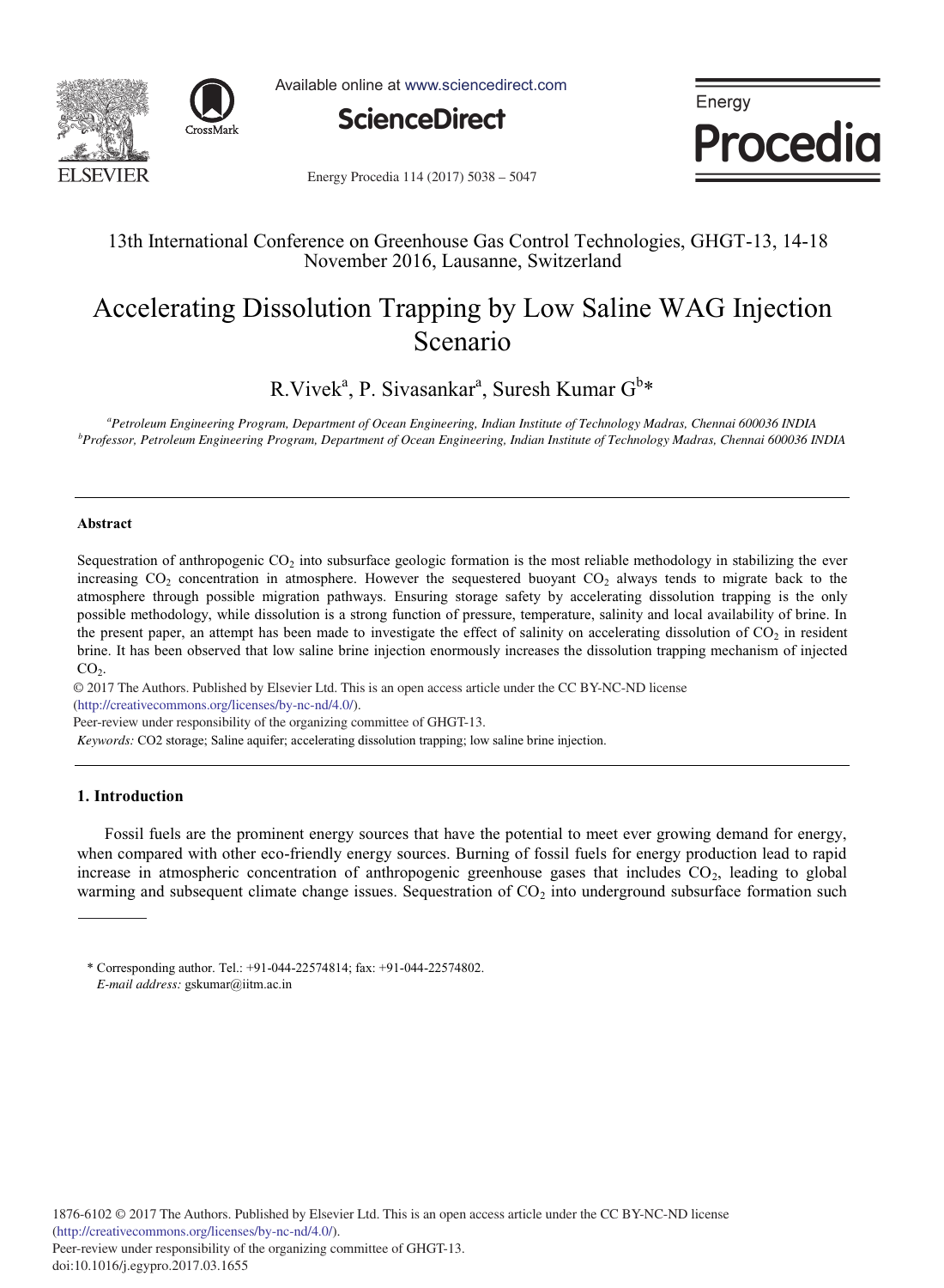13th International Conference on Greenhouse Gas Control Technologies, GHGT-13, 14-18 November 2016, Lausanne, Switzerland

# Accelerating Dissolution Trapping by Low Saline WAG Injection Scenario

R.Vivek[a], P. Sivasankar[a], Suresh Kumar G[b]*

[a]*Petroleum Engineering Program, Department of Ocean Engineering, Indian Institute of Technology Madras, Chennai 600036 INDIA*
[b]*Professor, Petroleum Engineering Program, Department of Ocean Engineering, Indian Institute of Technology Madras, Chennai 600036 INDIA*

---

### Abstract

Sequestration of anthropogenic $CO_2$ into subsurface geologic formation is the most reliable methodology in stabilizing the ever increasing $CO_2$ concentration in atmosphere. However the sequestered buoyant $CO_2$ always tends to migrate back to the atmosphere through possible migration pathways. Ensuring storage safety by accelerating dissolution trapping is the only possible methodology, while dissolution is a strong function of pressure, temperature, salinity and local availability of brine. In the present paper, an attempt has been made to investigate the effect of salinity on accelerating dissolution of $CO_2$ in resident brine. It has been observed that low saline brine injection enormously increases the dissolution trapping mechanism of injected $CO_2$.

© 2017 The Authors. Published by Elsevier Ltd. This is an open access article under the CC BY-NC-ND license (http://creativecommons.org/licenses/by-nc-nd/4.0/).
Peer-review under responsibility of the organizing committee of GHGT-13.

*Keywords:* CO2 storage; Saline aquifer; accelerating dissolution trapping; low saline brine injection.

---

## 1. Introduction

Fossil fuels are the prominent energy sources that have the potential to meet ever growing demand for energy, when compared with other eco-friendly energy sources. Burning of fossil fuels for energy production lead to rapid increase in atmospheric concentration of anthropogenic greenhouse gases that includes $CO_2$, leading to global warming and subsequent climate change issues. Sequestration of $CO_2$ into underground subsurface formation such

---

\* Corresponding author. Tel.: +91-044-22574814; fax: +91-044-22574802.
*E-mail address:* gskumar@iitm.ac.in

1876-6102 © 2017 The Authors. Published by Elsevier Ltd. This is an open access article under the CC BY-NC-ND license (http://creativecommons.org/licenses/by-nc-nd/4.0/).
Peer-review under responsibility of the organizing committee of GHGT-13.
doi:10.1016/j.egypro.2017.03.1655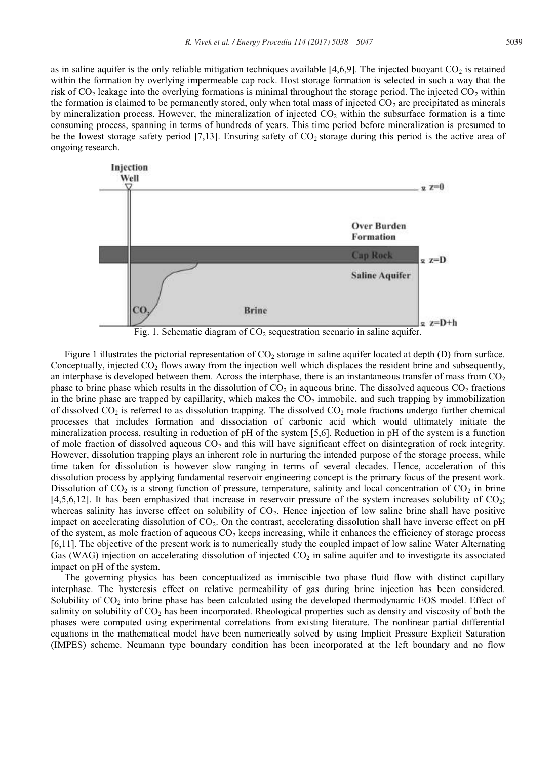as in saline aquifer is the only reliable mitigation techniques available [4,6,9]. The injected buoyant $CO_2$ is retained within the formation by overlying impermeable cap rock. Host storage formation is selected in such a way that the risk of $CO_2$ leakage into the overlying formations is minimal throughout the storage period. The injected $CO_2$ within the formation is claimed to be permanently stored, only when total mass of injected $CO_2$ are precipitated as minerals by mineralization process. However, the mineralization of injected $CO_2$ within the subsurface formation is a time consuming process, spanning in terms of hundreds of years. This time period before mineralization is presumed to be the lowest storage safety period [7,13]. Ensuring safety of $CO_2$ storage during this period is the active area of ongoing research.

Fig. 1. Schematic diagram of $CO_2$ sequestration scenario in saline aquifer.

Figure 1 illustrates the pictorial representation of $CO_2$ storage in saline aquifer located at depth (D) from surface. Conceptually, injected $CO_2$ flows away from the injection well which displaces the resident brine and subsequently, an interphase is developed between them. Across the interphase, there is an instantaneous transfer of mass from $CO_2$ phase to brine phase which results in the dissolution of $CO_2$ in aqueous brine. The dissolved aqueous $CO_2$ fractions in the brine phase are trapped by capillarity, which makes the $CO_2$ immobile, and such trapping by immobilization of dissolved $CO_2$ is referred to as dissolution trapping. The dissolved $CO_2$ mole fractions undergo further chemical processes that includes formation and dissociation of carbonic acid which would ultimately initiate the mineralization process, resulting in reduction of pH of the system [5,6]. Reduction in pH of the system is a function of mole fraction of dissolved aqueous $CO_2$ and this will have significant effect on disintegration of rock integrity. However, dissolution trapping plays an inherent role in nurturing the intended purpose of the storage process, while time taken for dissolution is however slow ranging in terms of several decades. Hence, acceleration of this dissolution process by applying fundamental reservoir engineering concept is the primary focus of the present work. Dissolution of $CO_2$ is a strong function of pressure, temperature, salinity and local concentration of $CO_2$ in brine [4,5,6,12]. It has been emphasized that increase in reservoir pressure of the system increases solubility of $CO_2$; whereas salinity has inverse effect on solubility of $CO_2$. Hence injection of low saline brine shall have positive impact on accelerating dissolution of $CO_2$. On the contrast, accelerating dissolution shall have inverse effect on pH of the system, as mole fraction of aqueous $CO_2$ keeps increasing, while it enhances the efficiency of storage process [6,11]. The objective of the present work is to numerically study the coupled impact of low saline Water Alternating Gas (WAG) injection on accelerating dissolution of injected $CO_2$ in saline aquifer and to investigate its associated impact on pH of the system.

The governing physics has been conceptualized as immiscible two phase fluid flow with distinct capillary interphase. The hysteresis effect on relative permeability of gas during brine injection has been considered. Solubility of $CO_2$ into brine phase has been calculated using the developed thermodynamic EOS model. Effect of salinity on solubility of $CO_2$ has been incorporated. Rheological properties such as density and viscosity of both the phases were computed using experimental correlations from existing literature. The nonlinear partial differential equations in the mathematical model have been numerically solved by using Implicit Pressure Explicit Saturation (IMPES) scheme. Neumann type boundary condition has been incorporated at the left boundary and no flow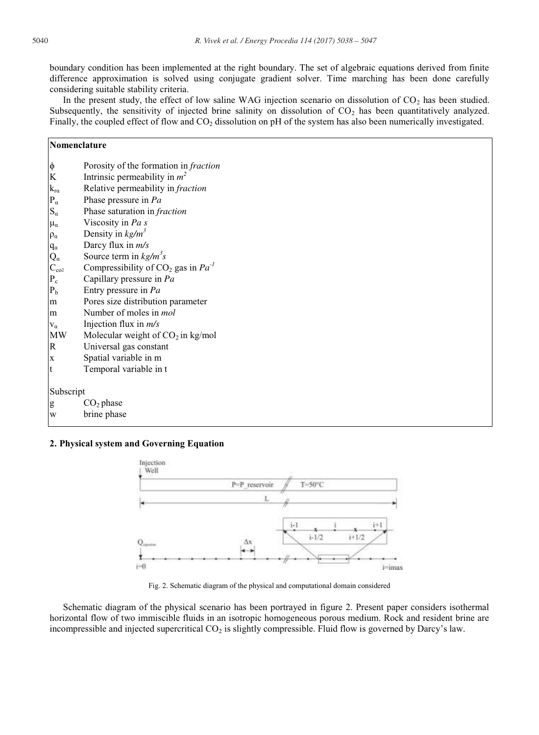boundary condition has been implemented at the right boundary. The set of algebraic equations derived from finite difference approximation is solved using conjugate gradient solver. Time marching has been done carefully considering suitable stability criteria.

In the present study, the effect of low saline WAG injection scenario on dissolution of $CO_2$ has been studied. Subsequently, the sensitivity of injected brine salinity on dissolution of $CO_2$ has been quantitatively analyzed. Finally, the coupled effect of flow and $CO_2$ dissolution on pH of the system has also been numerically investigated.

**Nomenclature**

| | |
|---|---|
| $\phi$ | Porosity of the formation in *fraction* |
| $K$ | Intrinsic permeability in $m^2$ |
| $k_{r\alpha}$ | Relative permeability in *fraction* |
| $P_\alpha$ | Phase pressure in *Pa* |
| $S_\alpha$ | Phase saturation in *fraction* |
| $\mu_\alpha$ | Viscosity in *Pa s* |
| $\rho_\alpha$ | Density in $kg/m^3$ |
| $q_\alpha$ | Darcy flux in *m/s* |
| $Q_\alpha$ | Source term in $kg/m^3s$ |
| $C_{co2}$ | Compressibility of $CO_2$ gas in $Pa^{-1}$ |
| $P_c$ | Capillary pressure in *Pa* |
| $P_b$ | Entry pressure in *Pa* |
| m | Pores size distribution parameter |
| m | Number of moles in *mol* |
| $v_\alpha$ | Injection flux in *m/s* |
| MW | Molecular weight of $CO_2$ in kg/mol |
| R | Universal gas constant |
| x | Spatial variable in m |
| t | Temporal variable in t |

Subscript

| | |
|---|---|
| g | $CO_2$ phase |
| w | brine phase |

## 2. Physical system and Governing Equation

Fig. 2. Schematic diagram of the physical and computational domain considered

Schematic diagram of the physical scenario has been portrayed in figure 2. Present paper considers isothermal horizontal flow of two immiscible fluids in an isotropic homogeneous porous medium. Rock and resident brine are incompressible and injected supercritical $CO_2$ is slightly compressible. Fluid flow is governed by Darcy's law.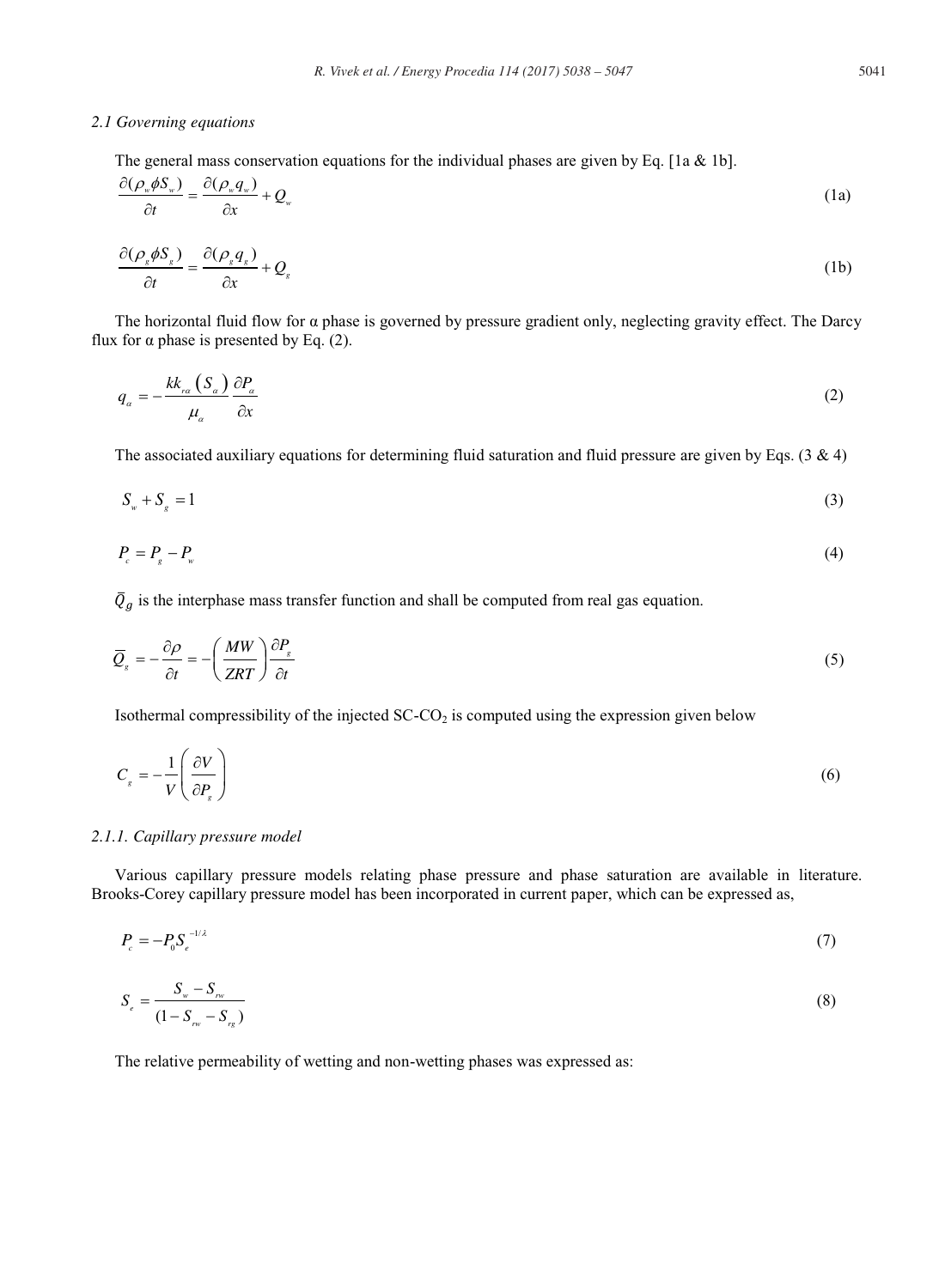### 2.1 Governing equations

The general mass conservation equations for the individual phases are given by Eq. [1a & 1b].

$$\frac{\partial(\rho_w \phi S_w)}{\partial t} = \frac{\partial(\rho_w q_w)}{\partial x} + Q_w \tag{1a}$$

$$\frac{\partial(\rho_g \phi S_g)}{\partial t} = \frac{\partial(\rho_g q_g)}{\partial x} + Q_g \tag{1b}$$

The horizontal fluid flow for α phase is governed by pressure gradient only, neglecting gravity effect. The Darcy flux for α phase is presented by Eq. (2).

$$q_\alpha = -\frac{k k_{r\alpha}\left(S_\alpha\right)}{\mu_\alpha} \frac{\partial P_\alpha}{\partial x} \tag{2}$$

The associated auxiliary equations for determining fluid saturation and fluid pressure are given by Eqs. (3 & 4)

$$S_w + S_g = 1 \tag{3}$$

$$P_c = P_g - P_w \tag{4}$$

$\bar{Q}_g$ is the interphase mass transfer function and shall be computed from real gas equation.

$$\bar{Q}_g = -\frac{\partial \rho}{\partial t} = -\left(\frac{MW}{ZRT}\right)\frac{\partial P_g}{\partial t} \tag{5}$$

Isothermal compressibility of the injected SC-$CO_2$ is computed using the expression given below

$$C_g = -\frac{1}{V}\left(\frac{\partial V}{\partial P_g}\right) \tag{6}$$

#### 2.1.1. Capillary pressure model

Various capillary pressure models relating phase pressure and phase saturation are available in literature. Brooks-Corey capillary pressure model has been incorporated in current paper, which can be expressed as,

$$P_c = -P_0 S_e^{-1/\lambda} \tag{7}$$

$$S_e = \frac{S_w - S_{rw}}{(1 - S_{rw} - S_{rg})} \tag{8}$$

The relative permeability of wetting and non-wetting phases was expressed as: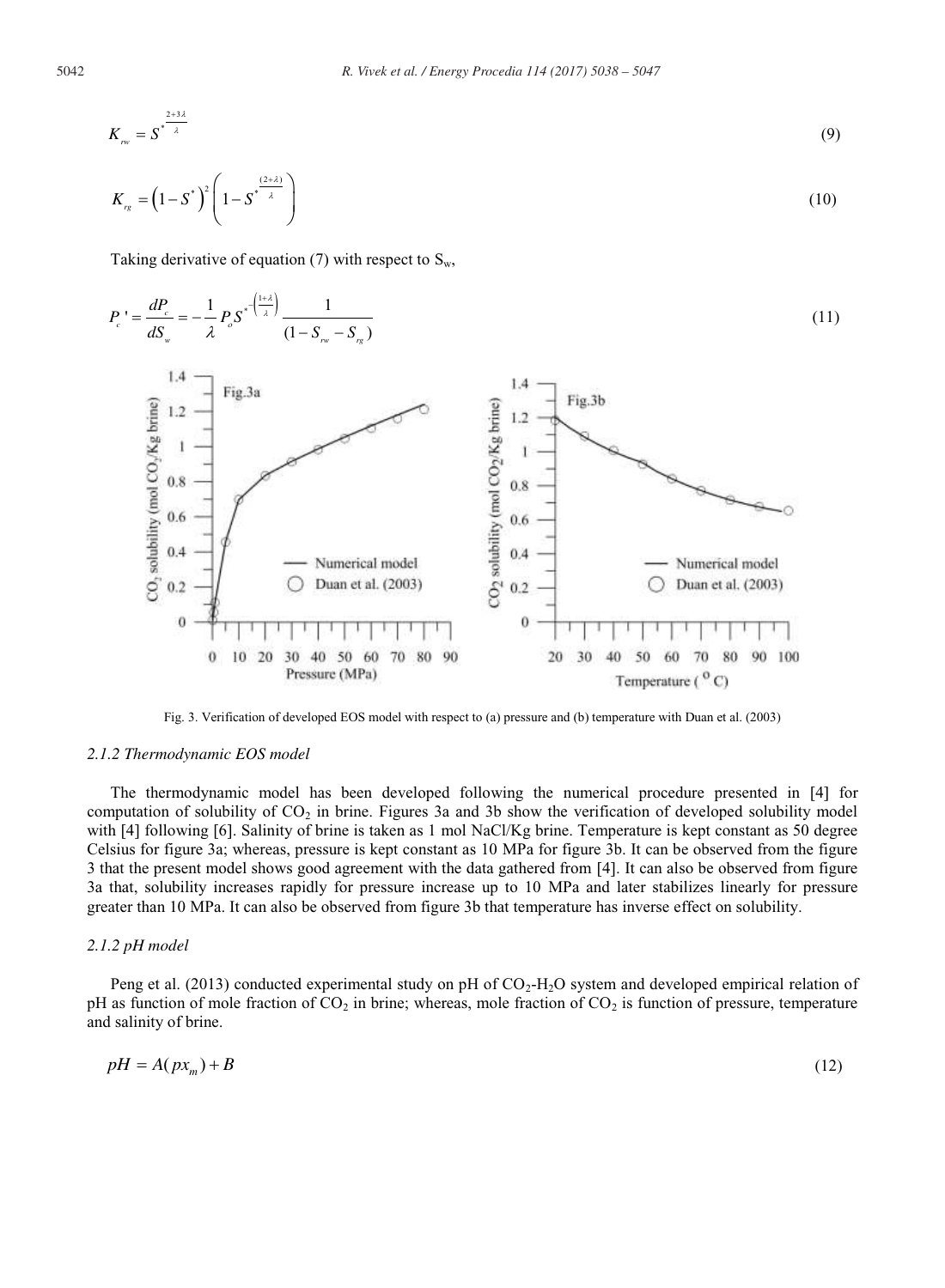$$K_{rw} = S^{*\frac{2+3\lambda}{\lambda}} \tag{9}$$

$$K_{rg} = \left(1 - S^*\right)^2 \left(1 - S^{*\frac{(2+\lambda)}{\lambda}}\right) \tag{10}$$

Taking derivative of equation (7) with respect to $S_w$,

$$P_c' = \frac{dP_c}{dS_w} = -\frac{1}{\lambda} P_o S^{*-\left(\frac{1+\lambda}{\lambda}\right)} \frac{1}{(1 - S_{rw} - S_{rg})} \tag{11}$$

Fig. 3. Verification of developed EOS model with respect to (a) pressure and (b) temperature with Duan et al. (2003)

### 2.1.2 Thermodynamic EOS model

The thermodynamic model has been developed following the numerical procedure presented in [4] for computation of solubility of $CO_2$ in brine. Figures 3a and 3b show the verification of developed solubility model with [4] following [6]. Salinity of brine is taken as 1 mol NaCl/Kg brine. Temperature is kept constant as 50 degree Celsius for figure 3a; whereas, pressure is kept constant as 10 MPa for figure 3b. It can be observed from the figure 3 that the present model shows good agreement with the data gathered from [4]. It can also be observed from figure 3a that, solubility increases rapidly for pressure increase up to 10 MPa and later stabilizes linearly for pressure greater than 10 MPa. It can also be observed from figure 3b that temperature has inverse effect on solubility.

### 2.1.2 pH model

Peng et al. (2013) conducted experimental study on pH of $CO_2$-$H_2O$ system and developed empirical relation of pH as function of mole fraction of $CO_2$ in brine; whereas, mole fraction of $CO_2$ is function of pressure, temperature and salinity of brine.

$$pH = A(px_m) + B \tag{12}$$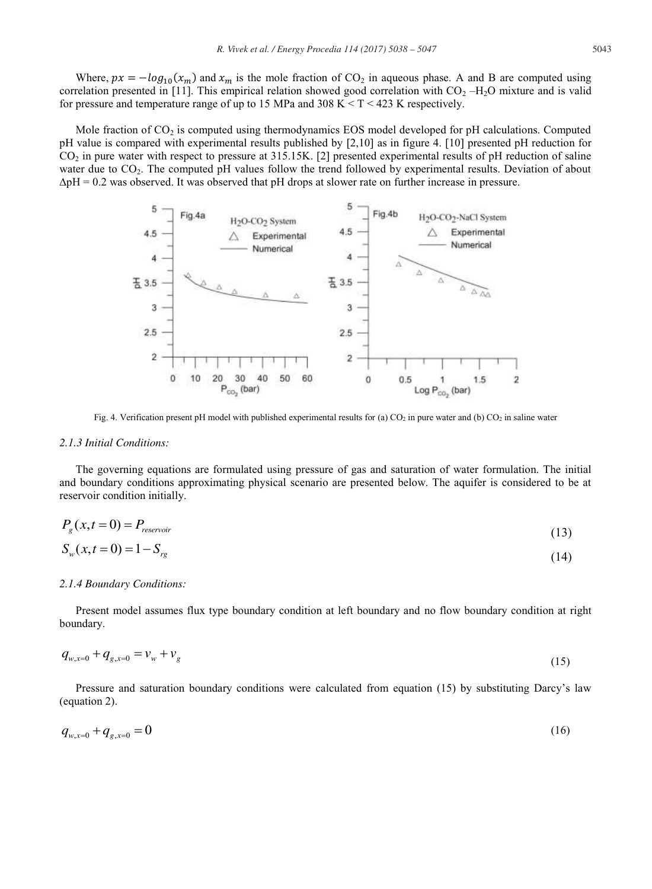Where, $px = -log_{10}(x_m)$ and $x_m$ is the mole fraction of $CO_2$ in aqueous phase. A and B are computed using correlation presented in [11]. This empirical relation showed good correlation with $CO_2$ –$H_2O$ mixture and is valid for pressure and temperature range of up to 15 MPa and 308 K < T < 423 K respectively.

Mole fraction of $CO_2$ is computed using thermodynamics EOS model developed for pH calculations. Computed pH value is compared with experimental results published by [2,10] as in figure 4. [10] presented pH reduction for $CO_2$ in pure water with respect to pressure at 315.15K. [2] presented experimental results of pH reduction of saline water due to $CO_2$. The computed pH values follow the trend followed by experimental results. Deviation of about $\Delta pH = 0.2$ was observed. It was observed that pH drops at slower rate on further increase in pressure.

Fig. 4. Verification present pH model with published experimental results for (a) $CO_2$ in pure water and (b) $CO_2$ in saline water

### 2.1.3 Initial Conditions:

The governing equations are formulated using pressure of gas and saturation of water formulation. The initial and boundary conditions approximating physical scenario are presented below. The aquifer is considered to be at reservoir condition initially.

$$P_g(x, t=0) = P_{reservoir} \tag{13}$$

$$S_w(x, t=0) = 1 - S_{rg} \tag{14}$$

### 2.1.4 Boundary Conditions:

Present model assumes flux type boundary condition at left boundary and no flow boundary condition at right boundary.

$$q_{w,x=0} + q_{g,x=0} = v_w + v_g \tag{15}$$

Pressure and saturation boundary conditions were calculated from equation (15) by substituting Darcy's law (equation 2).

$$q_{w,x=0} + q_{g,x=0} = 0 \tag{16}$$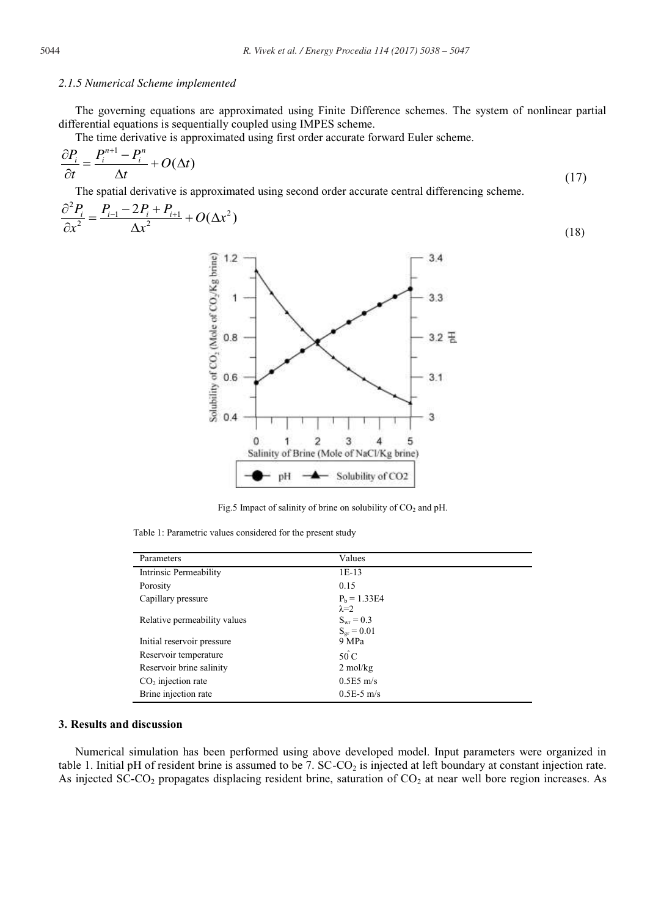### 2.1.5 Numerical Scheme implemented

The governing equations are approximated using Finite Difference schemes. The system of nonlinear partial differential equations is sequentially coupled using IMPES scheme.

The time derivative is approximated using first order accurate forward Euler scheme.

$$\frac{\partial P_i}{\partial t} = \frac{P_i^{n+1} - P_i^n}{\Delta t} + O(\Delta t) \tag{17}$$

The spatial derivative is approximated using second order accurate central differencing scheme.

$$\frac{\partial^2 P_i}{\partial x^2} = \frac{P_{i-1} - 2P_i + P_{i+1}}{\Delta x^2} + O(\Delta x^2) \tag{18}$$

Fig.5 Impact of salinity of brine on solubility of $CO_2$ and pH.

Table 1: Parametric values considered for the present study

| Parameters | Values |
|---|---|
| Intrinsic Permeability | 1E-13 |
| Porosity | 0.15 |
| Capillary pressure | $P_b$ = 1.33E4<br>$\lambda$=2 |
| Relative permeability values | $S_{wr}$ = 0.3<br>$S_{gr}$ = 0.01 |
| Initial reservoir pressure | 9 MPa |
| Reservoir temperature | $50^{\circ}$C |
| Reservoir brine salinity | 2 mol/kg |
| $CO_2$ injection rate | 0.5E5 m/s |
| Brine injection rate | 0.5E-5 m/s |

## 3. Results and discussion

Numerical simulation has been performed using above developed model. Input parameters were organized in table 1. Initial pH of resident brine is assumed to be 7. SC-$CO_2$ is injected at left boundary at constant injection rate. As injected SC-$CO_2$ propagates displacing resident brine, saturation of $CO_2$ at near well bore region increases. As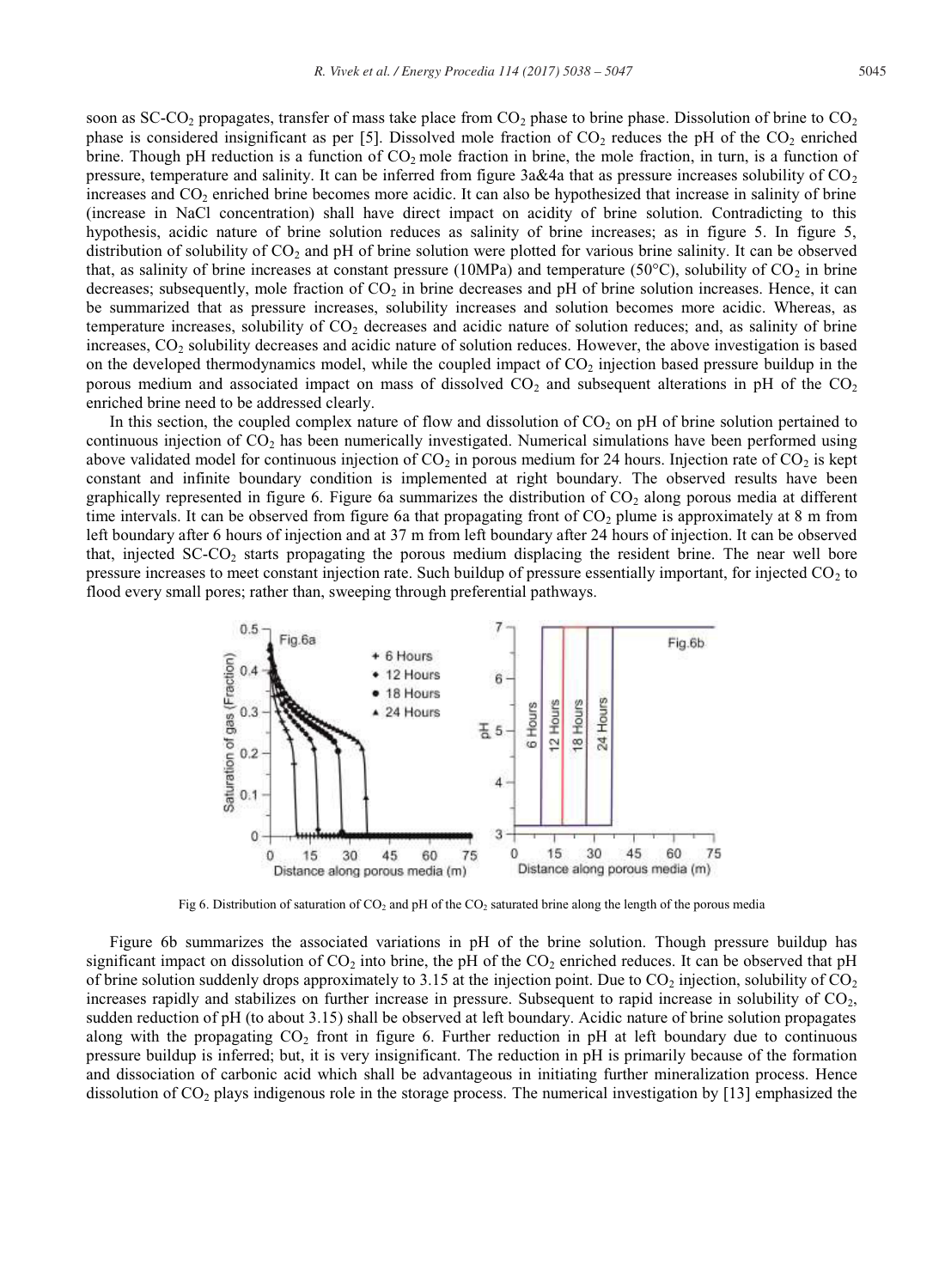soon as SC-$CO_2$ propagates, transfer of mass take place from $CO_2$ phase to brine phase. Dissolution of brine to $CO_2$ phase is considered insignificant as per [5]. Dissolved mole fraction of $CO_2$ reduces the pH of the $CO_2$ enriched brine. Though pH reduction is a function of $CO_2$ mole fraction in brine, the mole fraction, in turn, is a function of pressure, temperature and salinity. It can be inferred from figure 3a&4a that as pressure increases solubility of $CO_2$ increases and $CO_2$ enriched brine becomes more acidic. It can also be hypothesized that increase in salinity of brine (increase in NaCl concentration) shall have direct impact on acidity of brine solution. Contradicting to this hypothesis, acidic nature of brine solution reduces as salinity of brine increases; as in figure 5. In figure 5, distribution of solubility of $CO_2$ and pH of brine solution were plotted for various brine salinity. It can be observed that, as salinity of brine increases at constant pressure (10MPa) and temperature (50°C), solubility of $CO_2$ in brine decreases; subsequently, mole fraction of $CO_2$ in brine decreases and pH of brine solution increases. Hence, it can be summarized that as pressure increases, solubility increases and solution becomes more acidic. Whereas, as temperature increases, solubility of $CO_2$ decreases and acidic nature of solution reduces; and, as salinity of brine increases, $CO_2$ solubility decreases and acidic nature of solution reduces. However, the above investigation is based on the developed thermodynamics model, while the coupled impact of $CO_2$ injection based pressure buildup in the porous medium and associated impact on mass of dissolved $CO_2$ and subsequent alterations in pH of the $CO_2$ enriched brine need to be addressed clearly.

In this section, the coupled complex nature of flow and dissolution of $CO_2$ on pH of brine solution pertained to continuous injection of $CO_2$ has been numerically investigated. Numerical simulations have been performed using above validated model for continuous injection of $CO_2$ in porous medium for 24 hours. Injection rate of $CO_2$ is kept constant and infinite boundary condition is implemented at right boundary. The observed results have been graphically represented in figure 6. Figure 6a summarizes the distribution of $CO_2$ along porous media at different time intervals. It can be observed from figure 6a that propagating front of $CO_2$ plume is approximately at 8 m from left boundary after 6 hours of injection and at 37 m from left boundary after 24 hours of injection. It can be observed that, injected SC-$CO_2$ starts propagating the porous medium displacing the resident brine. The near well bore pressure increases to meet constant injection rate. Such buildup of pressure essentially important, for injected $CO_2$ to flood every small pores; rather than, sweeping through preferential pathways.

Fig 6. Distribution of saturation of $CO_2$ and pH of the $CO_2$ saturated brine along the length of the porous media

Figure 6b summarizes the associated variations in pH of the brine solution. Though pressure buildup has significant impact on dissolution of $CO_2$ into brine, the pH of the $CO_2$ enriched reduces. It can be observed that pH of brine solution suddenly drops approximately to 3.15 at the injection point. Due to $CO_2$ injection, solubility of $CO_2$ increases rapidly and stabilizes on further increase in pressure. Subsequent to rapid increase in solubility of $CO_2$, sudden reduction of pH (to about 3.15) shall be observed at left boundary. Acidic nature of brine solution propagates along with the propagating $CO_2$ front in figure 6. Further reduction in pH at left boundary due to continuous pressure buildup is inferred; but, it is very insignificant. The reduction in pH is primarily because of the formation and dissociation of carbonic acid which shall be advantageous in initiating further mineralization process. Hence dissolution of $CO_2$ plays indigenous role in the storage process. The numerical investigation by [13] emphasized the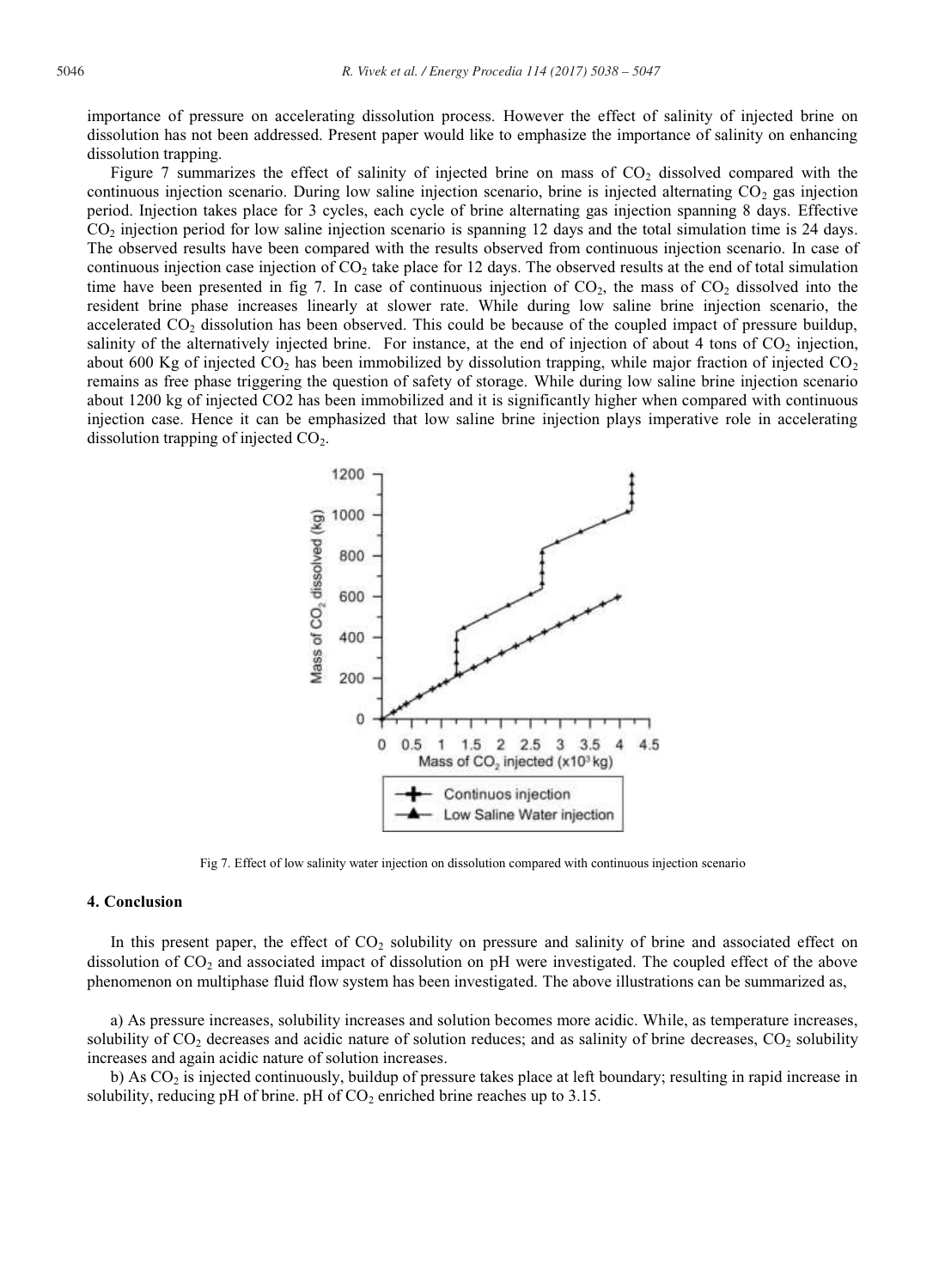importance of pressure on accelerating dissolution process. However the effect of salinity of injected brine on dissolution has not been addressed. Present paper would like to emphasize the importance of salinity on enhancing dissolution trapping.

Figure 7 summarizes the effect of salinity of injected brine on mass of $CO_2$ dissolved compared with the continuous injection scenario. During low saline injection scenario, brine is injected alternating $CO_2$ gas injection period. Injection takes place for 3 cycles, each cycle of brine alternating gas injection spanning 8 days. Effective $CO_2$ injection period for low saline injection scenario is spanning 12 days and the total simulation time is 24 days. The observed results have been compared with the results observed from continuous injection scenario. In case of continuous injection case injection of $CO_2$ take place for 12 days. The observed results at the end of total simulation time have been presented in fig 7. In case of continuous injection of $CO_2$, the mass of $CO_2$ dissolved into the resident brine phase increases linearly at slower rate. While during low saline brine injection scenario, the accelerated $CO_2$ dissolution has been observed. This could be because of the coupled impact of pressure buildup, salinity of the alternatively injected brine. For instance, at the end of injection of about 4 tons of $CO_2$ injection, about 600 Kg of injected $CO_2$ has been immobilized by dissolution trapping, while major fraction of injected $CO_2$ remains as free phase triggering the question of safety of storage. While during low saline brine injection scenario about 1200 kg of injected CO2 has been immobilized and it is significantly higher when compared with continuous injection case. Hence it can be emphasized that low saline brine injection plays imperative role in accelerating dissolution trapping of injected $CO_2$.

Fig 7. Effect of low salinity water injection on dissolution compared with continuous injection scenario

## 4. Conclusion

In this present paper, the effect of $CO_2$ solubility on pressure and salinity of brine and associated effect on dissolution of $CO_2$ and associated impact of dissolution on pH were investigated. The coupled effect of the above phenomenon on multiphase fluid flow system has been investigated. The above illustrations can be summarized as,

a) As pressure increases, solubility increases and solution becomes more acidic. While, as temperature increases, solubility of $CO_2$ decreases and acidic nature of solution reduces; and as salinity of brine decreases, $CO_2$ solubility increases and again acidic nature of solution increases.

b) As $CO_2$ is injected continuously, buildup of pressure takes place at left boundary; resulting in rapid increase in solubility, reducing pH of brine. pH of $CO_2$ enriched brine reaches up to 3.15.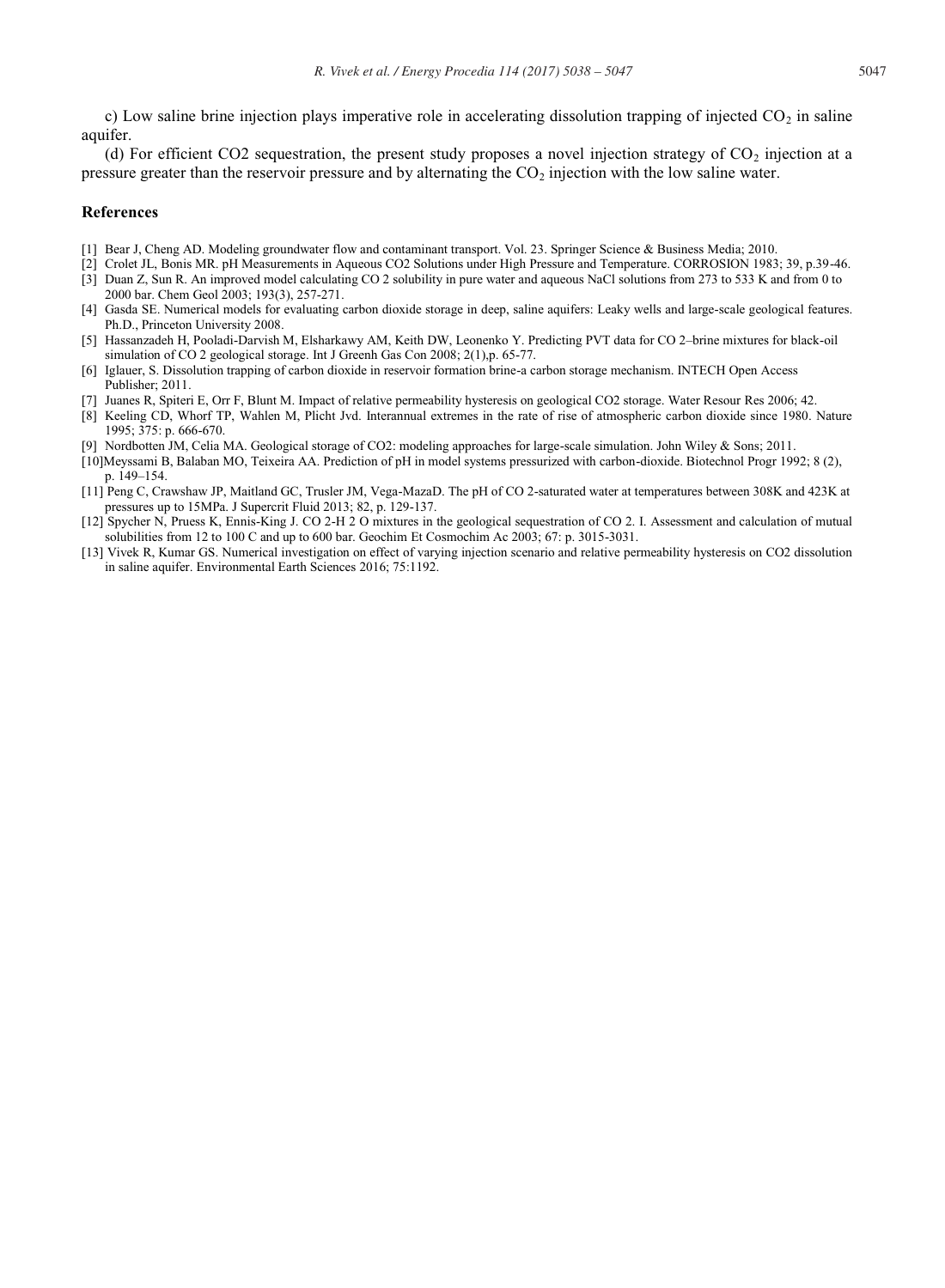c) Low saline brine injection plays imperative role in accelerating dissolution trapping of injected $CO_2$ in saline aquifer.

(d) For efficient CO2 sequestration, the present study proposes a novel injection strategy of $CO_2$ injection at a pressure greater than the reservoir pressure and by alternating the $CO_2$ injection with the low saline water.

## References

[1] Bear J, Cheng AD. Modeling groundwater flow and contaminant transport. Vol. 23. Springer Science & Business Media; 2010.

[2] Crolet JL, Bonis MR. pH Measurements in Aqueous CO2 Solutions under High Pressure and Temperature. CORROSION 1983; 39, p.39-46.

[3] Duan Z, Sun R. An improved model calculating CO 2 solubility in pure water and aqueous NaCl solutions from 273 to 533 K and from 0 to 2000 bar. Chem Geol 2003; 193(3), 257-271.

[4] Gasda SE. Numerical models for evaluating carbon dioxide storage in deep, saline aquifers: Leaky wells and large-scale geological features. Ph.D., Princeton University 2008.

[5] Hassanzadeh H, Pooladi-Darvish M, Elsharkawy AM, Keith DW, Leonenko Y. Predicting PVT data for CO 2–brine mixtures for black-oil simulation of CO 2 geological storage. Int J Greenh Gas Con 2008; 2(1),p. 65-77.

[6] Iglauer, S. Dissolution trapping of carbon dioxide in reservoir formation brine-a carbon storage mechanism. INTECH Open Access Publisher; 2011.

[7] Juanes R, Spiteri E, Orr F, Blunt M. Impact of relative permeability hysteresis on geological CO2 storage. Water Resour Res 2006; 42.

[8] Keeling CD, Whorf TP, Wahlen M, Plicht Jvd. Interannual extremes in the rate of rise of atmospheric carbon dioxide since 1980. Nature 1995; 375: p. 666-670.

[9] Nordbotten JM, Celia MA. Geological storage of CO2: modeling approaches for large-scale simulation. John Wiley & Sons; 2011.

[10]Meyssami B, Balaban MO, Teixeira AA. Prediction of pH in model systems pressurized with carbon-dioxide. Biotechnol Progr 1992; 8 (2), p. 149–154.

[11] Peng C, Crawshaw JP, Maitland GC, Trusler JM, Vega-MazaD. The pH of CO 2-saturated water at temperatures between 308K and 423K at pressures up to 15MPa. J Supercrit Fluid 2013; 82, p. 129-137.

[12] Spycher N, Pruess K, Ennis-King J. CO 2-H 2 O mixtures in the geological sequestration of CO 2. I. Assessment and calculation of mutual solubilities from 12 to 100 C and up to 600 bar. Geochim Et Cosmochim Ac 2003; 67: p. 3015-3031.

[13] Vivek R, Kumar GS. Numerical investigation on effect of varying injection scenario and relative permeability hysteresis on CO2 dissolution in saline aquifer. Environmental Earth Sciences 2016; 75:1192.